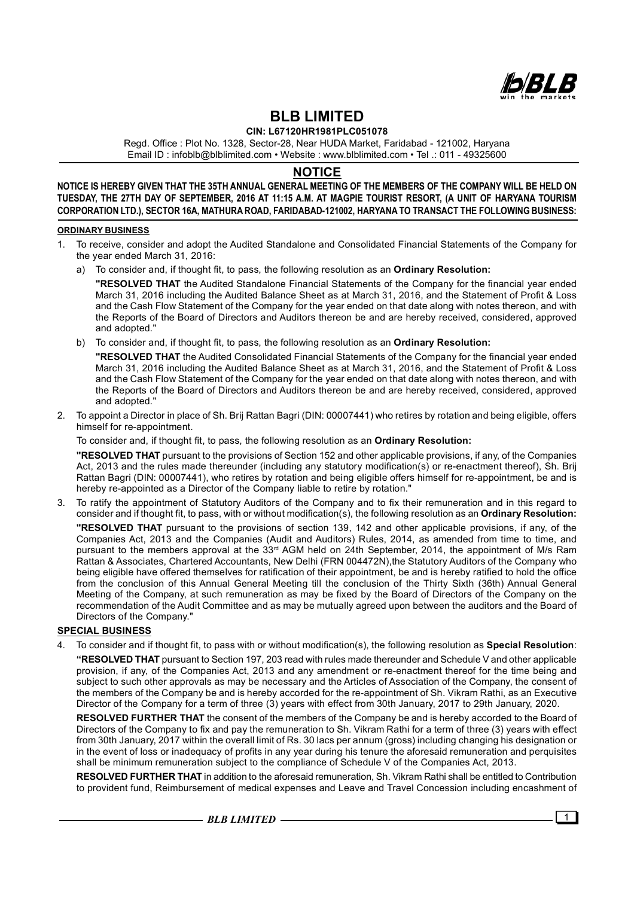# BLB LIMITED

**CIN: L67120HR1981PLC051078**

Regd. Office : Plot No. 1328, Sector-28, Near HUDA Market, Faridabad - 121002, Haryana
Email ID : infoblb@blblimited.com • Website : www.blblimited.com • Tel .: 011 - 49325600

## NOTICE

**NOTICE IS HEREBY GIVEN THAT THE 35TH ANNUAL GENERAL MEETING OF THE MEMBERS OF THE COMPANY WILL BE HELD ON TUESDAY, THE 27TH DAY OF SEPTEMBER, 2016 AT 11:15 A.M. AT MAGPIE TOURIST RESORT, (A UNIT OF HARYANA TOURISM CORPORATION LTD.), SECTOR 16A, MATHURA ROAD, FARIDABAD-121002, HARYANA TO TRANSACT THE FOLLOWING BUSINESS:**

**ORDINARY BUSINESS**

1. To receive, consider and adopt the Audited Standalone and Consolidated Financial Statements of the Company for the year ended March 31, 2016:

   a) To consider and, if thought fit, to pass, the following resolution as an **Ordinary Resolution:**

   **"RESOLVED THAT** the Audited Standalone Financial Statements of the Company for the financial year ended March 31, 2016 including the Audited Balance Sheet as at March 31, 2016, and the Statement of Profit & Loss and the Cash Flow Statement of the Company for the year ended on that date along with notes thereon, and with the Reports of the Board of Directors and Auditors thereon be and are hereby received, considered, approved and adopted."

   b) To consider and, if thought fit, to pass, the following resolution as an **Ordinary Resolution:**

   **"RESOLVED THAT** the Audited Consolidated Financial Statements of the Company for the financial year ended March 31, 2016 including the Audited Balance Sheet as at March 31, 2016, and the Statement of Profit & Loss and the Cash Flow Statement of the Company for the year ended on that date along with notes thereon, and with the Reports of the Board of Directors and Auditors thereon be and are hereby received, considered, approved and adopted."

2. To appoint a Director in place of Sh. Brij Rattan Bagri (DIN: 00007441) who retires by rotation and being eligible, offers himself for re-appointment.

   To consider and, if thought fit, to pass, the following resolution as an **Ordinary Resolution:**

   **"RESOLVED THAT** pursuant to the provisions of Section 152 and other applicable provisions, if any, of the Companies Act, 2013 and the rules made thereunder (including any statutory modification(s) or re-enactment thereof), Sh. Brij Rattan Bagri (DIN: 00007441), who retires by rotation and being eligible offers himself for re-appointment, be and is hereby re-appointed as a Director of the Company liable to retire by rotation."

3. To ratify the appointment of Statutory Auditors of the Company and to fix their remuneration and in this regard to consider and if thought fit, to pass, with or without modification(s), the following resolution as an **Ordinary Resolution:**

   **"RESOLVED THAT** pursuant to the provisions of section 139, 142 and other applicable provisions, if any, of the Companies Act, 2013 and the Companies (Audit and Auditors) Rules, 2014, as amended from time to time, and pursuant to the members approval at the 33rd AGM held on 24th September, 2014, the appointment of M/s Ram Rattan & Associates, Chartered Accountants, New Delhi (FRN 004472N),the Statutory Auditors of the Company who being eligible have offered themselves for ratification of their appointment, be and is hereby ratified to hold the office from the conclusion of this Annual General Meeting till the conclusion of the Thirty Sixth (36th) Annual General Meeting of the Company, at such remuneration as may be fixed by the Board of Directors of the Company on the recommendation of the Audit Committee and as may be mutually agreed upon between the auditors and the Board of Directors of the Company."

**SPECIAL BUSINESS**

4. To consider and if thought fit, to pass with or without modification(s), the following resolution as **Special Resolution**:

   **"RESOLVED THAT** pursuant to Section 197, 203 read with rules made thereunder and Schedule V and other applicable provision, if any, of the Companies Act, 2013 and any amendment or re-enactment thereof for the time being and subject to such other approvals as may be necessary and the Articles of Association of the Company, the consent of the members of the Company be and is hereby accorded for the re-appointment of Sh. Vikram Rathi, as an Executive Director of the Company for a term of three (3) years with effect from 30th January, 2017 to 29th January, 2020.

   **RESOLVED FURTHER THAT** the consent of the members of the Company be and is hereby accorded to the Board of Directors of the Company to fix and pay the remuneration to Sh. Vikram Rathi for a term of three (3) years with effect from 30th January, 2017 within the overall limit of Rs. 30 lacs per annum (gross) including changing his designation or in the event of loss or inadequacy of profits in any year during his tenure the aforesaid remuneration and perquisites shall be minimum remuneration subject to the compliance of Schedule V of the Companies Act, 2013.

   **RESOLVED FURTHER THAT** in addition to the aforesaid remuneration, Sh. Vikram Rathi shall be entitled to Contribution to provident fund, Reimbursement of medical expenses and Leave and Travel Concession including encashment of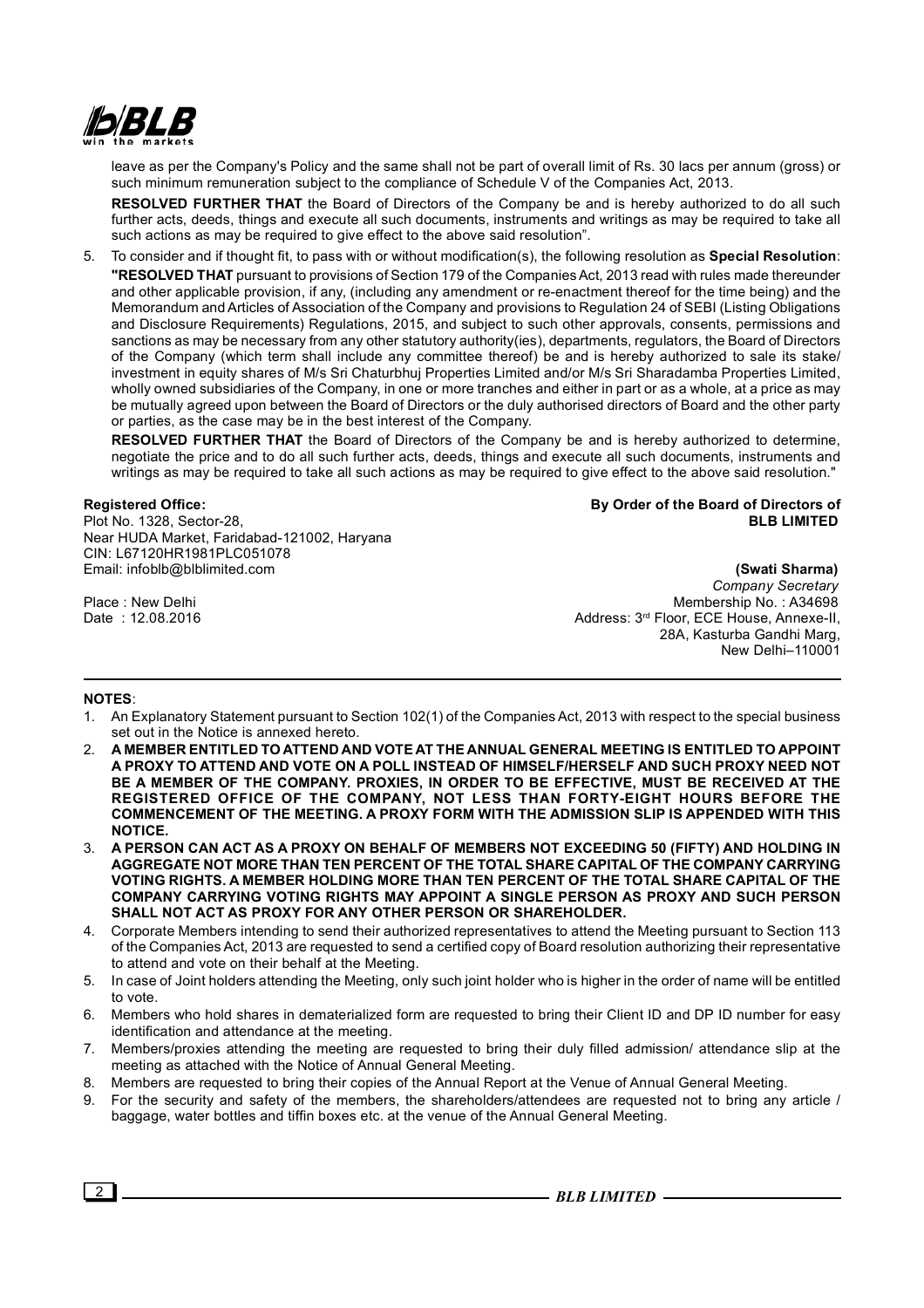leave as per the Company's Policy and the same shall not be part of overall limit of Rs. 30 lacs per annum (gross) or such minimum remuneration subject to the compliance of Schedule V of the Companies Act, 2013.

**RESOLVED FURTHER THAT** the Board of Directors of the Company be and is hereby authorized to do all such further acts, deeds, things and execute all such documents, instruments and writings as may be required to take all such actions as may be required to give effect to the above said resolution".

5. To consider and if thought fit, to pass with or without modification(s), the following resolution as **Special Resolution**:

   **"RESOLVED THAT** pursuant to provisions of Section 179 of the Companies Act, 2013 read with rules made thereunder and other applicable provision, if any, (including any amendment or re-enactment thereof for the time being) and the Memorandum and Articles of Association of the Company and provisions to Regulation 24 of SEBI (Listing Obligations and Disclosure Requirements) Regulations, 2015, and subject to such other approvals, consents, permissions and sanctions as may be necessary from any other statutory authority(ies), departments, regulators, the Board of Directors of the Company (which term shall include any committee thereof) be and is hereby authorized to sale its stake/ investment in equity shares of M/s Sri Chaturbhuj Properties Limited and/or M/s Sri Sharadamba Properties Limited, wholly owned subsidiaries of the Company, in one or more tranches and either in part or as a whole, at a price as may be mutually agreed upon between the Board of Directors or the duly authorised directors of Board and the other party or parties, as the case may be in the best interest of the Company.

   **RESOLVED FURTHER THAT** the Board of Directors of the Company be and is hereby authorized to determine, negotiate the price and to do all such further acts, deeds, things and execute all such documents, instruments and writings as may be required to take all such actions as may be required to give effect to the above said resolution."

**Registered Office:**
Plot No. 1328, Sector-28,
Near HUDA Market, Faridabad-121002, Haryana
CIN: L67120HR1981PLC051078
Email: infoblb@blblimited.com

Place : New Delhi
Date : 12.08.2016

**By Order of the Board of Directors of**
**BLB LIMITED**

**(Swati Sharma)**
*Company Secretary*
Membership No. : A34698
Address: 3rd Floor, ECE House, Annexe-II,
28A, Kasturba Gandhi Marg,
New Delhi–110001

**NOTES**:

1. An Explanatory Statement pursuant to Section 102(1) of the Companies Act, 2013 with respect to the special business set out in the Notice is annexed hereto.
2. **A MEMBER ENTITLED TO ATTEND AND VOTE AT THE ANNUAL GENERAL MEETING IS ENTITLED TO APPOINT A PROXY TO ATTEND AND VOTE ON A POLL INSTEAD OF HIMSELF/HERSELF AND SUCH PROXY NEED NOT BE A MEMBER OF THE COMPANY. PROXIES, IN ORDER TO BE EFFECTIVE, MUST BE RECEIVED AT THE REGISTERED OFFICE OF THE COMPANY, NOT LESS THAN FORTY-EIGHT HOURS BEFORE THE COMMENCEMENT OF THE MEETING. A PROXY FORM WITH THE ADMISSION SLIP IS APPENDED WITH THIS NOTICE.**
3. **A PERSON CAN ACT AS A PROXY ON BEHALF OF MEMBERS NOT EXCEEDING 50 (FIFTY) AND HOLDING IN AGGREGATE NOT MORE THAN TEN PERCENT OF THE TOTAL SHARE CAPITAL OF THE COMPANY CARRYING VOTING RIGHTS. A MEMBER HOLDING MORE THAN TEN PERCENT OF THE TOTAL SHARE CAPITAL OF THE COMPANY CARRYING VOTING RIGHTS MAY APPOINT A SINGLE PERSON AS PROXY AND SUCH PERSON SHALL NOT ACT AS PROXY FOR ANY OTHER PERSON OR SHAREHOLDER.**
4. Corporate Members intending to send their authorized representatives to attend the Meeting pursuant to Section 113 of the Companies Act, 2013 are requested to send a certified copy of Board resolution authorizing their representative to attend and vote on their behalf at the Meeting.
5. In case of Joint holders attending the Meeting, only such joint holder who is higher in the order of name will be entitled to vote.
6. Members who hold shares in dematerialized form are requested to bring their Client ID and DP ID number for easy identification and attendance at the meeting.
7. Members/proxies attending the meeting are requested to bring their duly filled admission/ attendance slip at the meeting as attached with the Notice of Annual General Meeting.
8. Members are requested to bring their copies of the Annual Report at the Venue of Annual General Meeting.
9. For the security and safety of the members, the shareholders/attendees are requested not to bring any article / baggage, water bottles and tiffin boxes etc. at the venue of the Annual General Meeting.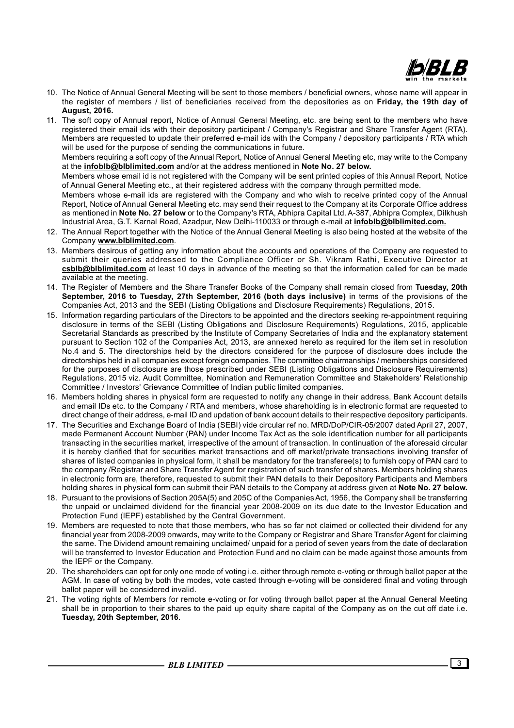10. The Notice of Annual General Meeting will be sent to those members / beneficial owners, whose name will appear in the register of members / list of beneficiaries received from the depositories as on **Friday, the 19th day of August, 2016.**

11. The soft copy of Annual report, Notice of Annual General Meeting, etc. are being sent to the members who have registered their email ids with their depository participant / Company's Registrar and Share Transfer Agent (RTA). Members are requested to update their preferred e-mail ids with the Company / depository participants / RTA which will be used for the purpose of sending the communications in future.

    Members requiring a soft copy of the Annual Report, Notice of Annual General Meeting etc, may write to the Company at the **infoblb@blblimited.com** and/or at the address mentioned in **Note No. 27 below.**

    Members whose email id is not registered with the Company will be sent printed copies of this Annual Report, Notice of Annual General Meeting etc., at their registered address with the company through permitted mode.

    Members whose e-mail ids are registered with the Company and who wish to receive printed copy of the Annual Report, Notice of Annual General Meeting etc. may send their request to the Company at its Corporate Office address as mentioned in **Note No. 27 below** or to the Company's RTA, Abhipra Capital Ltd. A-387, Abhipra Complex, Dilkhush Industrial Area, G.T. Karnal Road, Azadpur, New Delhi-110033 or through e-mail at **infoblb@blblimited.com.**

12. The Annual Report together with the Notice of the Annual General Meeting is also being hosted at the website of the Company **www.blblimited.com**.

13. Members desirous of getting any information about the accounts and operations of the Company are requested to submit their queries addressed to the Compliance Officer or Sh. Vikram Rathi, Executive Director at **csblb@blblimited.com** at least 10 days in advance of the meeting so that the information called for can be made available at the meeting.

14. The Register of Members and the Share Transfer Books of the Company shall remain closed from **Tuesday, 20th September, 2016 to Tuesday, 27th September, 2016 (both days inclusive)** in terms of the provisions of the Companies Act, 2013 and the SEBI (Listing Obligations and Disclosure Requirements) Regulations, 2015.

15. Information regarding particulars of the Directors to be appointed and the directors seeking re-appointment requiring disclosure in terms of the SEBI (Listing Obligations and Disclosure Requirements) Regulations, 2015, applicable Secretarial Standards as prescribed by the Institute of Company Secretaries of India and the explanatory statement pursuant to Section 102 of the Companies Act, 2013, are annexed hereto as required for the item set in resolution No.4 and 5. The directorships held by the directors considered for the purpose of disclosure does include the directorships held in all companies except foreign companies. The committee chairmanships / memberships considered for the purposes of disclosure are those prescribed under SEBI (Listing Obligations and Disclosure Requirements) Regulations, 2015 viz. Audit Committee, Nomination and Remuneration Committee and Stakeholders' Relationship Committee / Investors' Grievance Committee of Indian public limited companies.

16. Members holding shares in physical form are requested to notify any change in their address, Bank Account details and email IDs etc. to the Company / RTA and members, whose shareholding is in electronic format are requested to direct change of their address, e-mail ID and updation of bank account details to their respective depository participants.

17. The Securities and Exchange Board of India (SEBI) vide circular ref no. MRD/DoP/CIR-05/2007 dated April 27, 2007, made Permanent Account Number (PAN) under Income Tax Act as the sole identification number for all participants transacting in the securities market, irrespective of the amount of transaction. In continuation of the aforesaid circular it is hereby clarified that for securities market transactions and off market/private transactions involving transfer of shares of listed companies in physical form, it shall be mandatory for the transferee(s) to furnish copy of PAN card to the company /Registrar and Share Transfer Agent for registration of such transfer of shares. Members holding shares in electronic form are, therefore, requested to submit their PAN details to their Depository Participants and Members holding shares in physical form can submit their PAN details to the Company at address given at **Note No. 27 below.**

18. Pursuant to the provisions of Section 205A(5) and 205C of the Companies Act, 1956, the Company shall be transferring the unpaid or unclaimed dividend for the financial year 2008-2009 on its due date to the Investor Education and Protection Fund (IEPF) established by the Central Government.

19. Members are requested to note that those members, who has so far not claimed or collected their dividend for any financial year from 2008-2009 onwards, may write to the Company or Registrar and Share Transfer Agent for claiming the same. The Dividend amount remaining unclaimed/ unpaid for a period of seven years from the date of declaration will be transferred to Investor Education and Protection Fund and no claim can be made against those amounts from the IEPF or the Company.

20. The shareholders can opt for only one mode of voting i.e. either through remote e-voting or through ballot paper at the AGM. In case of voting by both the modes, vote casted through e-voting will be considered final and voting through ballot paper will be considered invalid.

21. The voting rights of Members for remote e-voting or for voting through ballot paper at the Annual General Meeting shall be in proportion to their shares to the paid up equity share capital of the Company as on the cut off date i.e. **Tuesday, 20th September, 2016**.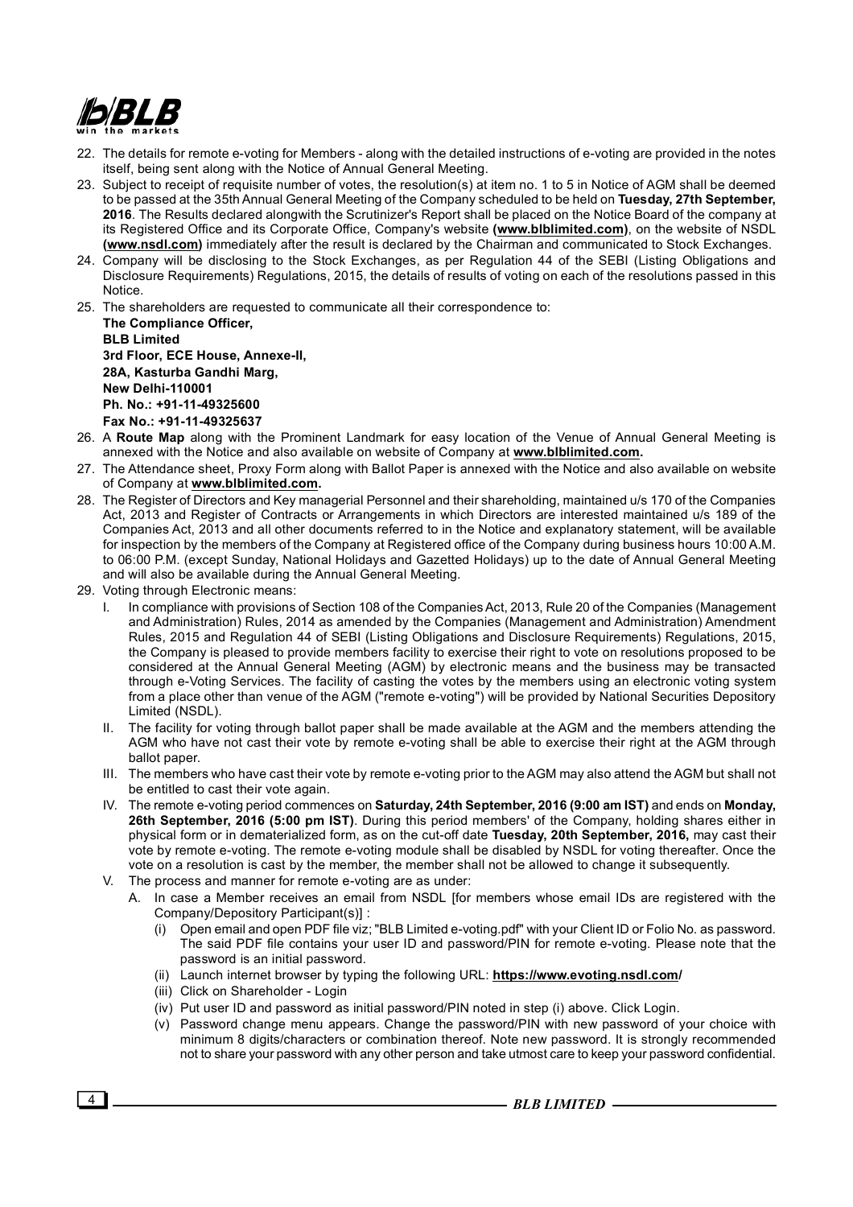22. The details for remote e-voting for Members - along with the detailed instructions of e-voting are provided in the notes itself, being sent along with the Notice of Annual General Meeting.
23. Subject to receipt of requisite number of votes, the resolution(s) at item no. 1 to 5 in Notice of AGM shall be deemed to be passed at the 35th Annual General Meeting of the Company scheduled to be held on **Tuesday, 27th September, 2016**. The Results declared alongwith the Scrutinizer's Report shall be placed on the Notice Board of the company at its Registered Office and its Corporate Office, Company's website **(www.blblimited.com)**, on the website of NSDL **(www.nsdl.com)** immediately after the result is declared by the Chairman and communicated to Stock Exchanges.
24. Company will be disclosing to the Stock Exchanges, as per Regulation 44 of the SEBI (Listing Obligations and Disclosure Requirements) Regulations, 2015, the details of results of voting on each of the resolutions passed in this Notice.
25. The shareholders are requested to communicate all their correspondence to:

    **The Compliance Officer,**
    **BLB Limited**
    **3rd Floor, ECE House, Annexe-II,**
    **28A, Kasturba Gandhi Marg,**
    **New Delhi-110001**
    **Ph. No.: +91-11-49325600**
    **Fax No.: +91-11-49325637**
26. A **Route Map** along with the Prominent Landmark for easy location of the Venue of Annual General Meeting is annexed with the Notice and also available on website of Company at **www.blblimited.com.**
27. The Attendance sheet, Proxy Form along with Ballot Paper is annexed with the Notice and also available on website of Company at **www.blblimited.com.**
28. The Register of Directors and Key managerial Personnel and their shareholding, maintained u/s 170 of the Companies Act, 2013 and Register of Contracts or Arrangements in which Directors are interested maintained u/s 189 of the Companies Act, 2013 and all other documents referred to in the Notice and explanatory statement, will be available for inspection by the members of the Company at Registered office of the Company during business hours 10:00 A.M. to 06:00 P.M. (except Sunday, National Holidays and Gazetted Holidays) up to the date of Annual General Meeting and will also be available during the Annual General Meeting.
29. Voting through Electronic means:
    I. In compliance with provisions of Section 108 of the Companies Act, 2013, Rule 20 of the Companies (Management and Administration) Rules, 2014 as amended by the Companies (Management and Administration) Amendment Rules, 2015 and Regulation 44 of SEBI (Listing Obligations and Disclosure Requirements) Regulations, 2015, the Company is pleased to provide members facility to exercise their right to vote on resolutions proposed to be considered at the Annual General Meeting (AGM) by electronic means and the business may be transacted through e-Voting Services. The facility of casting the votes by the members using an electronic voting system from a place other than venue of the AGM ("remote e-voting") will be provided by National Securities Depository Limited (NSDL).
    II. The facility for voting through ballot paper shall be made available at the AGM and the members attending the AGM who have not cast their vote by remote e-voting shall be able to exercise their right at the AGM through ballot paper.
    III. The members who have cast their vote by remote e-voting prior to the AGM may also attend the AGM but shall not be entitled to cast their vote again.
    IV. The remote e-voting period commences on **Saturday, 24th September, 2016 (9:00 am IST)** and ends on **Monday, 26th September, 2016 (5:00 pm IST)**. During this period members' of the Company, holding shares either in physical form or in dematerialized form, as on the cut-off date **Tuesday, 20th September, 2016,** may cast their vote by remote e-voting. The remote e-voting module shall be disabled by NSDL for voting thereafter. Once the vote on a resolution is cast by the member, the member shall not be allowed to change it subsequently.
    V. The process and manner for remote e-voting are as under:
       A. In case a Member receives an email from NSDL [for members whose email IDs are registered with the Company/Depository Participant(s)] :
          (i) Open email and open PDF file viz; "BLB Limited e-voting.pdf" with your Client ID or Folio No. as password. The said PDF file contains your user ID and password/PIN for remote e-voting. Please note that the password is an initial password.
          (ii) Launch internet browser by typing the following URL: **https://www.evoting.nsdl.com/**
          (iii) Click on Shareholder - Login
          (iv) Put user ID and password as initial password/PIN noted in step (i) above. Click Login.
          (v) Password change menu appears. Change the password/PIN with new password of your choice with minimum 8 digits/characters or combination thereof. Note new password. It is strongly recommended not to share your password with any other person and take utmost care to keep your password confidential.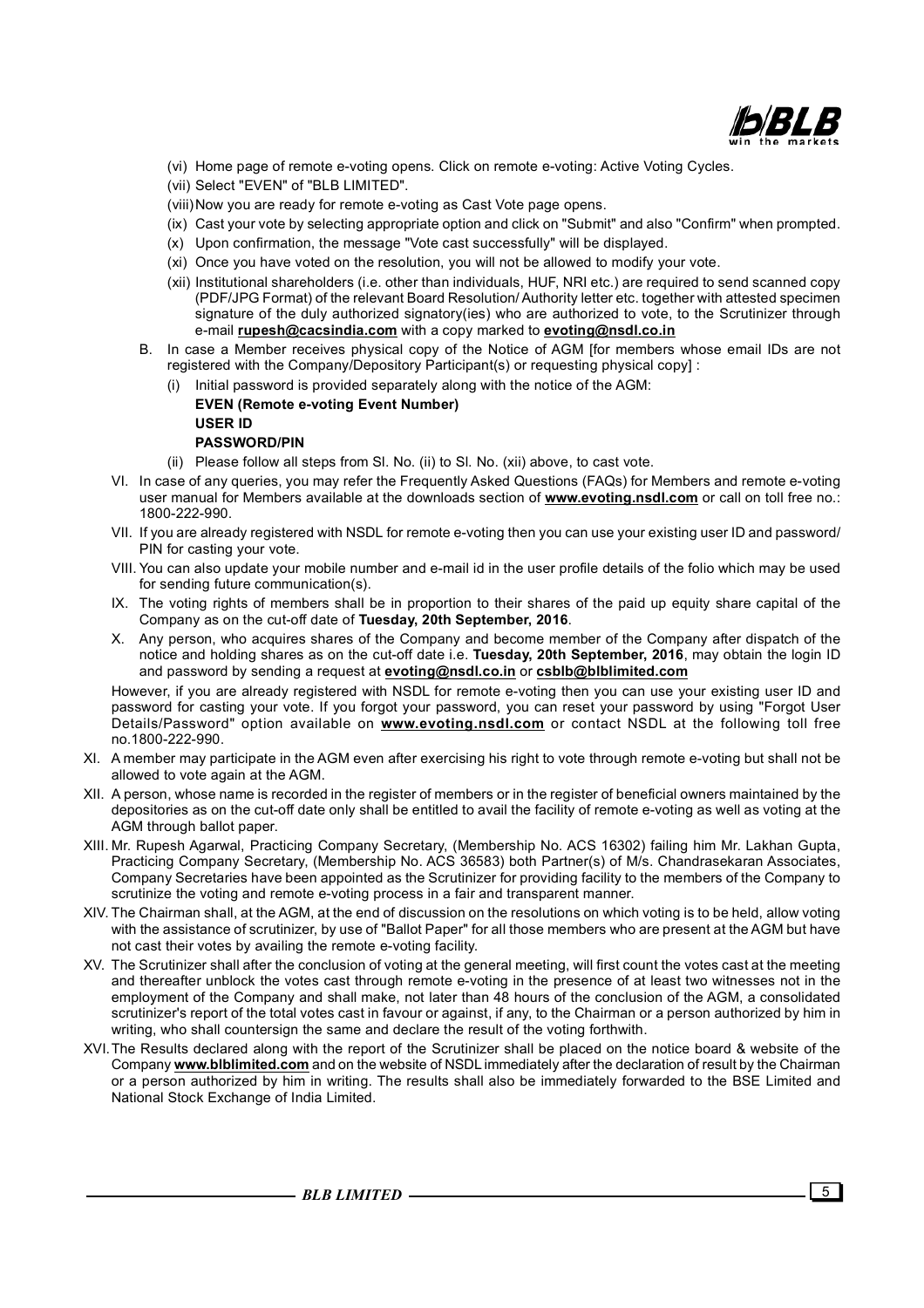(vi) Home page of remote e-voting opens. Click on remote e-voting: Active Voting Cycles.

(vii) Select "EVEN" of "BLB LIMITED".

(viii) Now you are ready for remote e-voting as Cast Vote page opens.

(ix) Cast your vote by selecting appropriate option and click on "Submit" and also "Confirm" when prompted.

(x) Upon confirmation, the message "Vote cast successfully" will be displayed.

(xi) Once you have voted on the resolution, you will not be allowed to modify your vote.

(xii) Institutional shareholders (i.e. other than individuals, HUF, NRI etc.) are required to send scanned copy (PDF/JPG Format) of the relevant Board Resolution/ Authority letter etc. together with attested specimen signature of the duly authorized signatory(ies) who are authorized to vote, to the Scrutinizer through e-mail **rupesh@cacsindia.com** with a copy marked to **evoting@nsdl.co.in**

B. In case a Member receives physical copy of the Notice of AGM [for members whose email IDs are not registered with the Company/Depository Participant(s) or requesting physical copy] :

(i) Initial password is provided separately along with the notice of the AGM:

**EVEN (Remote e-voting Event Number)**

**USER ID**

**PASSWORD/PIN**

(ii) Please follow all steps from Sl. No. (ii) to Sl. No. (xii) above, to cast vote.

VI. In case of any queries, you may refer the Frequently Asked Questions (FAQs) for Members and remote e-voting user manual for Members available at the downloads section of **www.evoting.nsdl.com** or call on toll free no.: 1800-222-990.

VII. If you are already registered with NSDL for remote e-voting then you can use your existing user ID and password/ PIN for casting your vote.

VIII. You can also update your mobile number and e-mail id in the user profile details of the folio which may be used for sending future communication(s).

IX. The voting rights of members shall be in proportion to their shares of the paid up equity share capital of the Company as on the cut-off date of **Tuesday, 20th September, 2016**.

X. Any person, who acquires shares of the Company and become member of the Company after dispatch of the notice and holding shares as on the cut-off date i.e. **Tuesday, 20th September, 2016**, may obtain the login ID and password by sending a request at **evoting@nsdl.co.in** or **csblb@blblimited.com**

However, if you are already registered with NSDL for remote e-voting then you can use your existing user ID and password for casting your vote. If you forgot your password, you can reset your password by using "Forgot User Details/Password" option available on **www.evoting.nsdl.com** or contact NSDL at the following toll free no.1800-222-990.

XI. A member may participate in the AGM even after exercising his right to vote through remote e-voting but shall not be allowed to vote again at the AGM.

XII. A person, whose name is recorded in the register of members or in the register of beneficial owners maintained by the depositories as on the cut-off date only shall be entitled to avail the facility of remote e-voting as well as voting at the AGM through ballot paper.

XIII. Mr. Rupesh Agarwal, Practicing Company Secretary, (Membership No. ACS 16302) failing him Mr. Lakhan Gupta, Practicing Company Secretary, (Membership No. ACS 36583) both Partner(s) of M/s. Chandrasekaran Associates, Company Secretaries have been appointed as the Scrutinizer for providing facility to the members of the Company to scrutinize the voting and remote e-voting process in a fair and transparent manner.

XIV. The Chairman shall, at the AGM, at the end of discussion on the resolutions on which voting is to be held, allow voting with the assistance of scrutinizer, by use of "Ballot Paper" for all those members who are present at the AGM but have not cast their votes by availing the remote e-voting facility.

XV. The Scrutinizer shall after the conclusion of voting at the general meeting, will first count the votes cast at the meeting and thereafter unblock the votes cast through remote e-voting in the presence of at least two witnesses not in the employment of the Company and shall make, not later than 48 hours of the conclusion of the AGM, a consolidated scrutinizer's report of the total votes cast in favour or against, if any, to the Chairman or a person authorized by him in writing, who shall countersign the same and declare the result of the voting forthwith.

XVI. The Results declared along with the report of the Scrutinizer shall be placed on the notice board & website of the Company **www.blblimited.com** and on the website of NSDL immediately after the declaration of result by the Chairman or a person authorized by him in writing. The results shall also be immediately forwarded to the BSE Limited and National Stock Exchange of India Limited.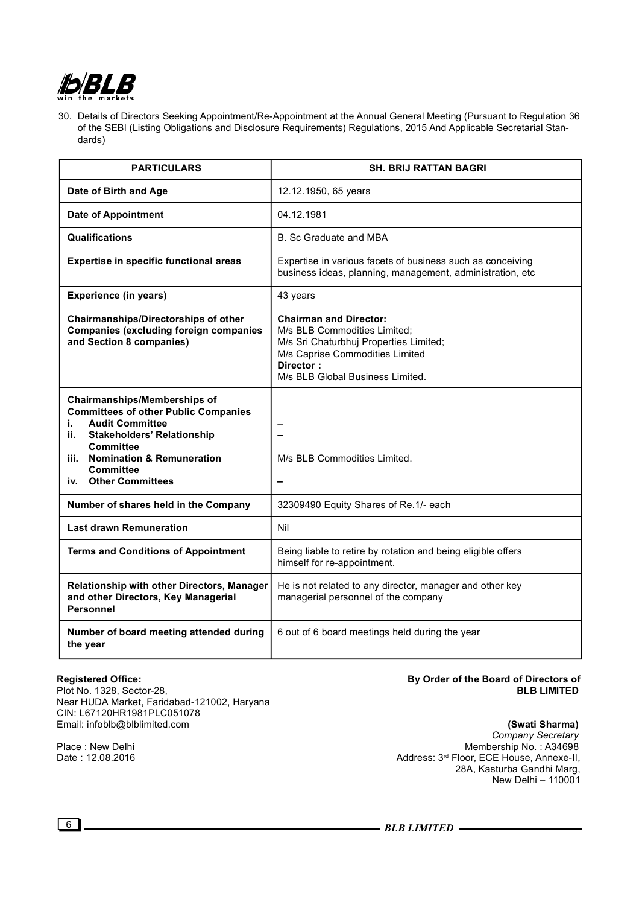30. Details of Directors Seeking Appointment/Re-Appointment at the Annual General Meeting (Pursuant to Regulation 36 of the SEBI (Listing Obligations and Disclosure Requirements) Regulations, 2015 And Applicable Secretarial Standards)

| PARTICULARS | SH. BRIJ RATTAN BAGRI |
|---|---|
| **Date of Birth and Age** | 12.12.1950, 65 years |
| **Date of Appointment** | 04.12.1981 |
| **Qualifications** | B. Sc Graduate and MBA |
| **Expertise in specific functional areas** | Expertise in various facets of business such as conceiving business ideas, planning, management, administration, etc |
| **Experience (in years)** | 43 years |
| **Chairmanships/Directorships of other Companies (excluding foreign companies and Section 8 companies)** | **Chairman and Director:**<br>M/s BLB Commodities Limited;<br>M/s Sri Chaturbhuj Properties Limited;<br>M/s Caprise Commodities Limited<br>**Director :**<br>M/s BLB Global Business Limited. |
| **Chairmanships/Memberships of Committees of other Public Companies** | |
| **i. Audit Committee** | – |
| **ii. Stakeholders' Relationship Committee** | – |
| **iii. Nomination & Remuneration Committee** | M/s BLB Commodities Limited. |
| **iv. Other Committees** | – |
| **Number of shares held in the Company** | 32309490 Equity Shares of Re.1/- each |
| **Last drawn Remuneration** | Nil |
| **Terms and Conditions of Appointment** | Being liable to retire by rotation and being eligible offers himself for re-appointment. |
| **Relationship with other Directors, Manager and other Directors, Key Managerial Personnel** | He is not related to any director, manager and other key managerial personnel of the company |
| **Number of board meeting attended during the year** | 6 out of 6 board meetings held during the year |

**Registered Office:**
Plot No. 1328, Sector-28,
Near HUDA Market, Faridabad-121002, Haryana
CIN: L67120HR1981PLC051078
Email: infoblb@blblimited.com

Place : New Delhi
Date : 12.08.2016

**By Order of the Board of Directors of**
**BLB LIMITED**

**(Swati Sharma)**
*Company Secretary*
Membership No. : A34698
Address: 3rd Floor, ECE House, Annexe-II,
28A, Kasturba Gandhi Marg,
New Delhi – 110001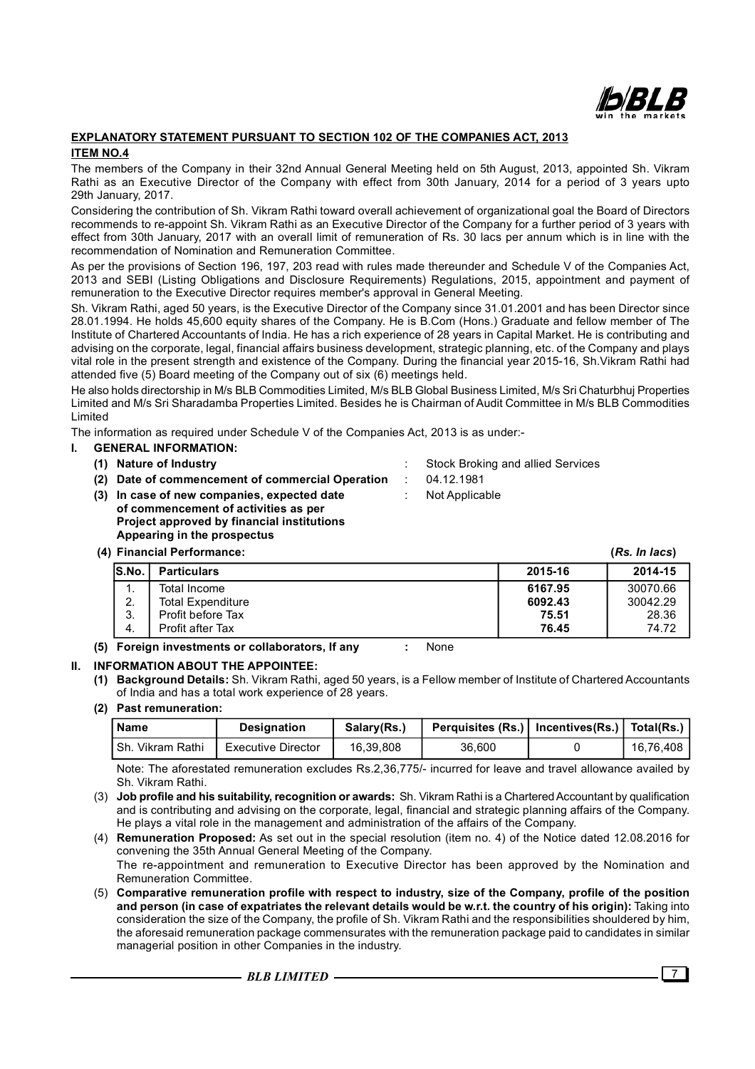## EXPLANATORY STATEMENT PURSUANT TO SECTION 102 OF THE COMPANIES ACT, 2013

### ITEM NO.4

The members of the Company in their 32nd Annual General Meeting held on 5th August, 2013, appointed Sh. Vikram Rathi as an Executive Director of the Company with effect from 30th January, 2014 for a period of 3 years upto 29th January, 2017.

Considering the contribution of Sh. Vikram Rathi toward overall achievement of organizational goal the Board of Directors recommends to re-appoint Sh. Vikram Rathi as an Executive Director of the Company for a further period of 3 years with effect from 30th January, 2017 with an overall limit of remuneration of Rs. 30 lacs per annum which is in line with the recommendation of Nomination and Remuneration Committee.

As per the provisions of Section 196, 197, 203 read with rules made thereunder and Schedule V of the Companies Act, 2013 and SEBI (Listing Obligations and Disclosure Requirements) Regulations, 2015, appointment and payment of remuneration to the Executive Director requires member's approval in General Meeting.

Sh. Vikram Rathi, aged 50 years, is the Executive Director of the Company since 31.01.2001 and has been Director since 28.01.1994. He holds 45,600 equity shares of the Company. He is B.Com (Hons.) Graduate and fellow member of The Institute of Chartered Accountants of India. He has a rich experience of 28 years in Capital Market. He is contributing and advising on the corporate, legal, financial affairs business development, strategic planning, etc. of the Company and plays vital role in the present strength and existence of the Company. During the financial year 2015-16, Sh.Vikram Rathi had attended five (5) Board meeting of the Company out of six (6) meetings held.

He also holds directorship in M/s BLB Commodities Limited, M/s BLB Global Business Limited, M/s Sri Chaturbhuj Properties Limited and M/s Sri Sharadamba Properties Limited. Besides he is Chairman of Audit Committee in M/s BLB Commodities Limited

The information as required under Schedule V of the Companies Act, 2013 is as under:-

**I. GENERAL INFORMATION:**

**(1) Nature of Industry** : Stock Broking and allied Services

**(2) Date of commencement of commercial Operation** : 04.12.1981

**(3) In case of new companies, expected date of commencement of activities as per Project approved by financial institutions Appearing in the prospectus** : Not Applicable

**(4) Financial Performance:** (*Rs. In lacs*)

| S.No. | Particulars | 2015-16 | 2014-15 |
|---|---|---|---|
| 1. | Total Income | **6167.95** | 30070.66 |
| 2. | Total Expenditure | **6092.43** | 30042.29 |
| 3. | Profit before Tax | **75.51** | 28.36 |
| 4. | Profit after Tax | **76.45** | 74.72 |

**(5) Foreign investments or collaborators, If any** : None

**II. INFORMATION ABOUT THE APPOINTEE:**

**(1) Background Details:** Sh. Vikram Rathi, aged 50 years, is a Fellow member of Institute of Chartered Accountants of India and has a total work experience of 28 years.

**(2) Past remuneration:**

| Name | Designation | Salary(Rs.) | Perquisites (Rs.) | Incentives(Rs.) | Total(Rs.) |
|---|---|---|---|---|---|
| Sh. Vikram Rathi | Executive Director | 16,39,808 | 36,600 | 0 | 16,76,408 |

Note: The aforestated remuneration excludes Rs.2,36,775/- incurred for leave and travel allowance availed by Sh. Vikram Rathi.

(3) **Job profile and his suitability, recognition or awards:** Sh. Vikram Rathi is a Chartered Accountant by qualification and is contributing and advising on the corporate, legal, financial and strategic planning affairs of the Company. He plays a vital role in the management and administration of the affairs of the Company.

(4) **Remuneration Proposed:** As set out in the special resolution (item no. 4) of the Notice dated 12.08.2016 for convening the 35th Annual General Meeting of the Company.

The re-appointment and remuneration to Executive Director has been approved by the Nomination and Remuneration Committee.

(5) **Comparative remuneration profile with respect to industry, size of the Company, profile of the position and person (in case of expatriates the relevant details would be w.r.t. the country of his origin):** Taking into consideration the size of the Company, the profile of Sh. Vikram Rathi and the responsibilities shouldered by him, the aforesaid remuneration package commensurates with the remuneration package paid to candidates in similar managerial position in other Companies in the industry.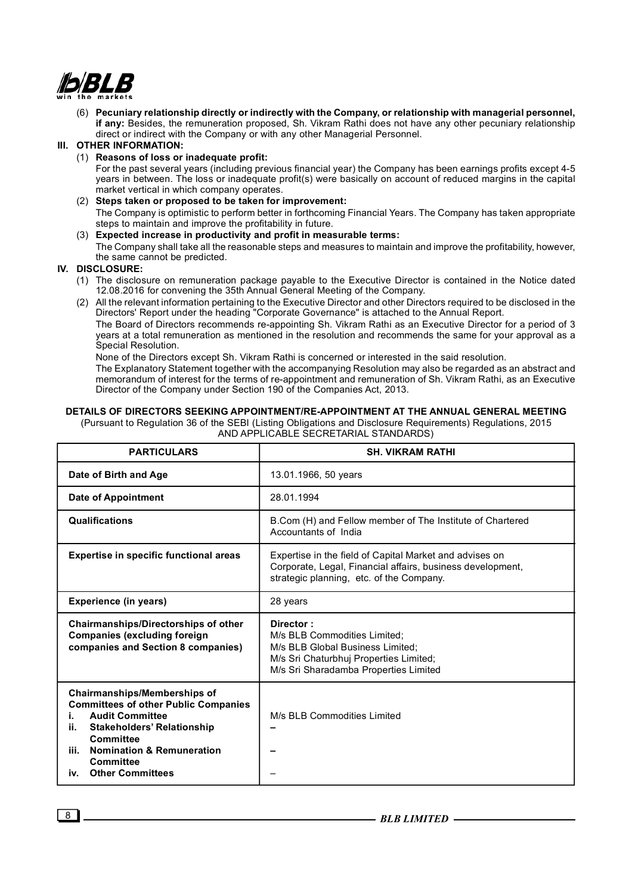(6) **Pecuniary relationship directly or indirectly with the Company, or relationship with managerial personnel, if any:** Besides, the remuneration proposed, Sh. Vikram Rathi does not have any other pecuniary relationship direct or indirect with the Company or with any other Managerial Personnel.

**III. OTHER INFORMATION:**

(1) **Reasons of loss or inadequate profit:**
For the past several years (including previous financial year) the Company has been earnings profits except 4-5 years in between. The loss or inadequate profit(s) were basically on account of reduced margins in the capital market vertical in which company operates.

(2) **Steps taken or proposed to be taken for improvement:**
The Company is optimistic to perform better in forthcoming Financial Years. The Company has taken appropriate steps to maintain and improve the profitability in future.

(3) **Expected increase in productivity and profit in measurable terms:**
The Company shall take all the reasonable steps and measures to maintain and improve the profitability, however, the same cannot be predicted.

**IV. DISCLOSURE:**

(1) The disclosure on remuneration package payable to the Executive Director is contained in the Notice dated 12.08.2016 for convening the 35th Annual General Meeting of the Company.

(2) All the relevant information pertaining to the Executive Director and other Directors required to be disclosed in the Directors' Report under the heading "Corporate Governance" is attached to the Annual Report.

The Board of Directors recommends re-appointing Sh. Vikram Rathi as an Executive Director for a period of 3 years at a total remuneration as mentioned in the resolution and recommends the same for your approval as a Special Resolution.

None of the Directors except Sh. Vikram Rathi is concerned or interested in the said resolution.

The Explanatory Statement together with the accompanying Resolution may also be regarded as an abstract and memorandum of interest for the terms of re-appointment and remuneration of Sh. Vikram Rathi, as an Executive Director of the Company under Section 190 of the Companies Act, 2013.

**DETAILS OF DIRECTORS SEEKING APPOINTMENT/RE-APPOINTMENT AT THE ANNUAL GENERAL MEETING**

(Pursuant to Regulation 36 of the SEBI (Listing Obligations and Disclosure Requirements) Regulations, 2015 AND APPLICABLE SECRETARIAL STANDARDS)

| PARTICULARS | SH. VIKRAM RATHI |
|---|---|
| **Date of Birth and Age** | 13.01.1966, 50 years |
| **Date of Appointment** | 28.01.1994 |
| **Qualifications** | B.Com (H) and Fellow member of The Institute of Chartered Accountants of India |
| **Expertise in specific functional areas** | Expertise in the field of Capital Market and advises on Corporate, Legal, Financial affairs, business development, strategic planning, etc. of the Company. |
| **Experience (in years)** | 28 years |
| **Chairmanships/Directorships of other Companies (excluding foreign companies and Section 8 companies)** | **Director :**<br>M/s BLB Commodities Limited;<br>M/s BLB Global Business Limited;<br>M/s Sri Chaturbhuj Properties Limited;<br>M/s Sri Sharadamba Properties Limited |
| **Chairmanships/Memberships of Committees of other Public Companies**<br>i. **Audit Committee** | M/s BLB Commodities Limited |
| ii. **Stakeholders' Relationship Committee** | – |
| iii. **Nomination & Remuneration Committee** | – |
| iv. **Other Committees** | – |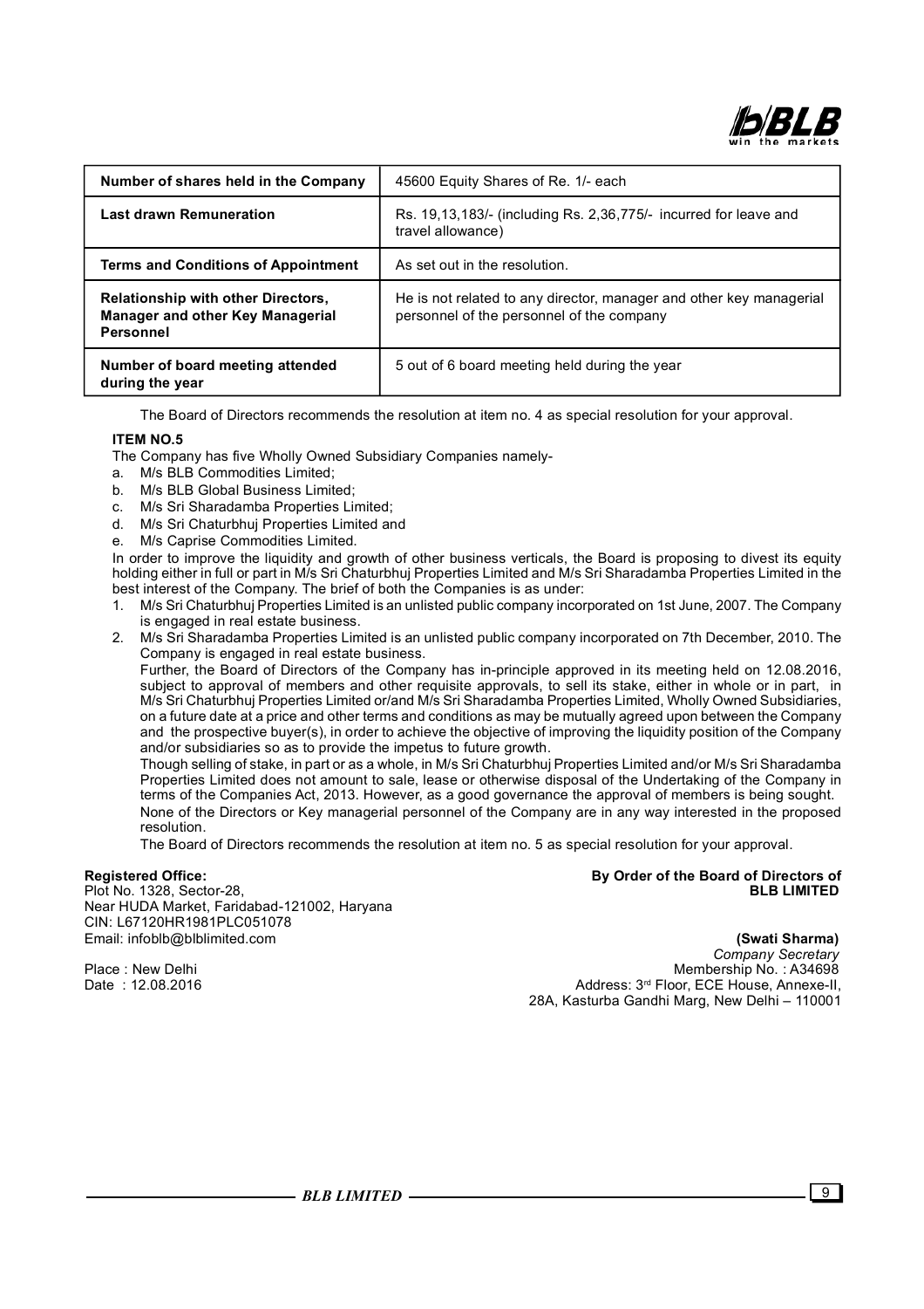| Number of shares held in the Company | 45600 Equity Shares of Re. 1/- each |
|---|---|
| **Last drawn Remuneration** | Rs. 19,13,183/- (including Rs. 2,36,775/- incurred for leave and travel allowance) |
| **Terms and Conditions of Appointment** | As set out in the resolution. |
| **Relationship with other Directors, Manager and other Key Managerial Personnel** | He is not related to any director, manager and other key managerial personnel of the personnel of the company |
| **Number of board meeting attended during the year** | 5 out of 6 board meeting held during the year |

The Board of Directors recommends the resolution at item no. 4 as special resolution for your approval.

**ITEM NO.5**

The Company has five Wholly Owned Subsidiary Companies namely-

a. M/s BLB Commodities Limited;
b. M/s BLB Global Business Limited;
c. M/s Sri Sharadamba Properties Limited;
d. M/s Sri Chaturbhuj Properties Limited and
e. M/s Caprise Commodities Limited.

In order to improve the liquidity and growth of other business verticals, the Board is proposing to divest its equity holding either in full or part in M/s Sri Chaturbhuj Properties Limited and M/s Sri Sharadamba Properties Limited in the best interest of the Company. The brief of both the Companies is as under:

1. M/s Sri Chaturbhuj Properties Limited is an unlisted public company incorporated on 1st June, 2007. The Company is engaged in real estate business.
2. M/s Sri Sharadamba Properties Limited is an unlisted public company incorporated on 7th December, 2010. The Company is engaged in real estate business.

Further, the Board of Directors of the Company has in-principle approved in its meeting held on 12.08.2016, subject to approval of members and other requisite approvals, to sell its stake, either in whole or in part, in M/s Sri Chaturbhuj Properties Limited or/and M/s Sri Sharadamba Properties Limited, Wholly Owned Subsidiaries, on a future date at a price and other terms and conditions as may be mutually agreed upon between the Company and the prospective buyer(s), in order to achieve the objective of improving the liquidity position of the Company and/or subsidiaries so as to provide the impetus to future growth.

Though selling of stake, in part or as a whole, in M/s Sri Chaturbhuj Properties Limited and/or M/s Sri Sharadamba Properties Limited does not amount to sale, lease or otherwise disposal of the Undertaking of the Company in terms of the Companies Act, 2013. However, as a good governance the approval of members is being sought.

None of the Directors or Key managerial personnel of the Company are in any way interested in the proposed resolution.

The Board of Directors recommends the resolution at item no. 5 as special resolution for your approval.

**Registered Office:**
Plot No. 1328, Sector-28,
Near HUDA Market, Faridabad-121002, Haryana
CIN: L67120HR1981PLC051078
Email: infoblb@blblimited.com

Place : New Delhi
Date : 12.08.2016

**By Order of the Board of Directors of**
**BLB LIMITED**

**(Swati Sharma)**
*Company Secretary*
Membership No. : A34698
Address: 3rd Floor, ECE House, Annexe-II,
28A, Kasturba Gandhi Marg, New Delhi – 110001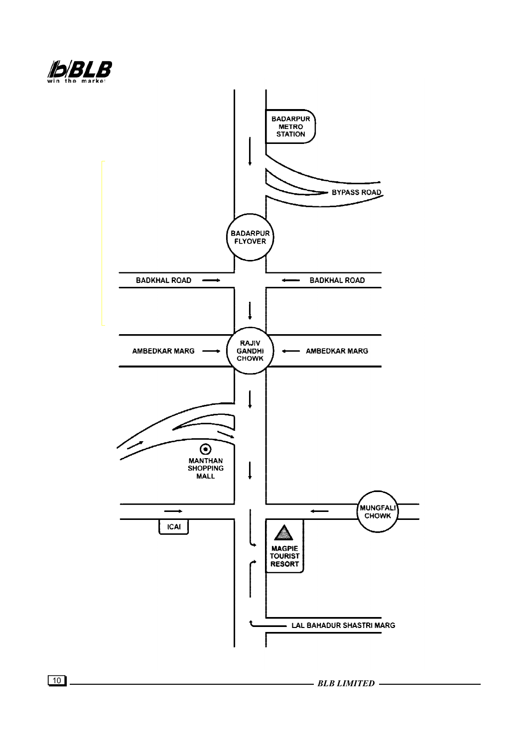BADARPUR METRO STATION

BYPASS ROAD

BADARPUR FLYOVER

BADKHAL ROAD

BADKHAL ROAD

AMBEDKAR MARG

RAJIV GANDHI CHOWK

AMBEDKAR MARG

MANTHAN SHOPPING MALL

ICAI

MUNGFALI CHOWK

MAGPIE TOURIST RESORT

LAL BAHADUR SHASTRI MARG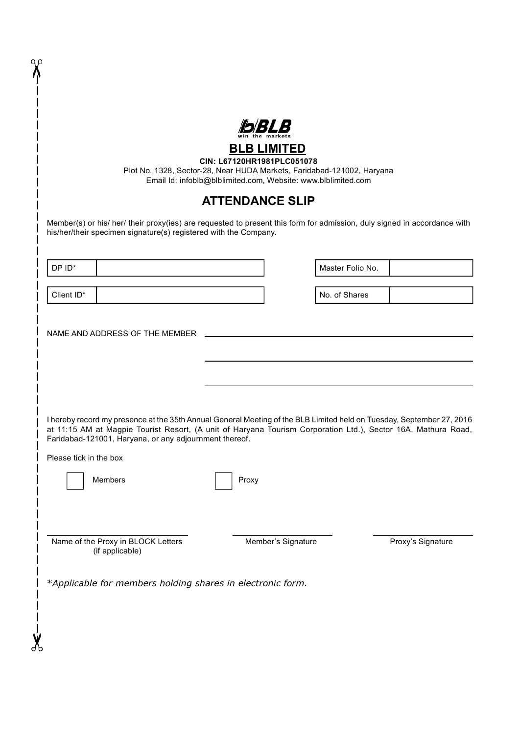# BLB LIMITED

**CIN: L67120HR1981PLC051078**

Plot No. 1328, Sector-28, Near HUDA Markets, Faridabad-121002, Haryana
Email Id: infoblb@blblimited.com, Website: www.blblimited.com

## ATTENDANCE SLIP

Member(s) or his/ her/ their proxy(ies) are requested to present this form for admission, duly signed in accordance with his/her/their specimen signature(s) registered with the Company.

| DP ID* | | | Master Folio No. | |
|---|---|---|---|---|
| Client ID* | | | No. of Shares | |

NAME AND ADDRESS OF THE MEMBER ______________________________________________

______________________________________________

______________________________________________

I hereby record my presence at the 35th Annual General Meeting of the BLB Limited held on Tuesday, September 27, 2016 at 11:15 AM at Magpie Tourist Resort, (A unit of Haryana Tourism Corporation Ltd.), Sector 16A, Mathura Road, Faridabad-121001, Haryana, or any adjournment thereof.

Please tick in the box

☐ Members ☐ Proxy

| Name of the Proxy in BLOCK Letters (if applicable) | Member's Signature | Proxy's Signature |
|---|---|---|
| | | |

*\*Applicable for members holding shares in electronic form.*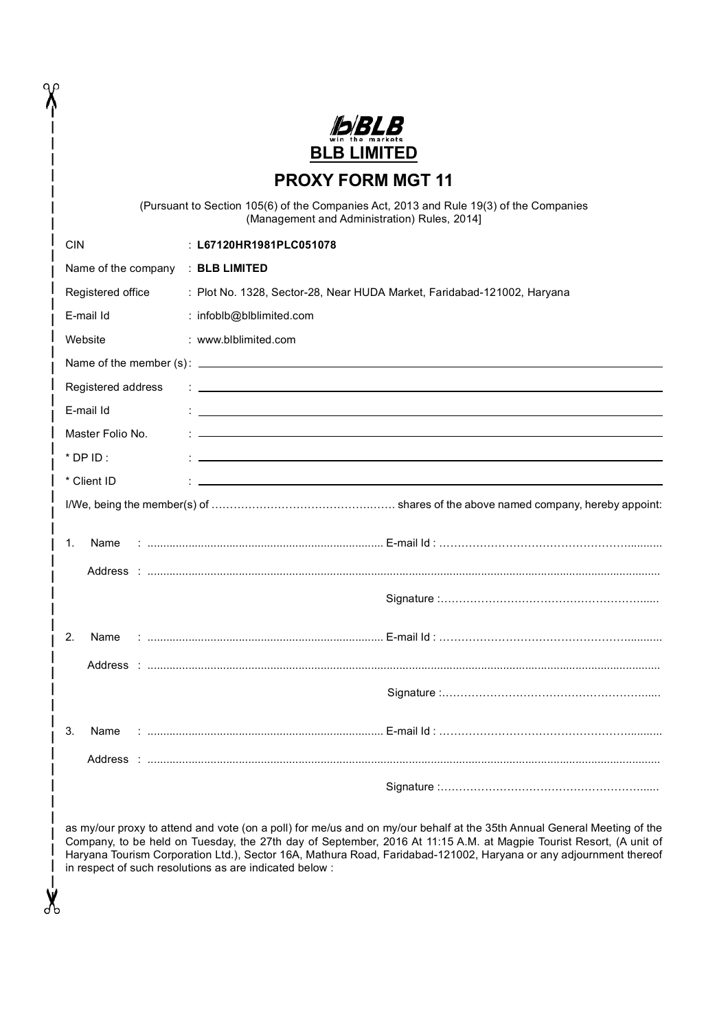**BLB LIMITED**

# PROXY FORM MGT 11

(Pursuant to Section 105(6) of the Companies Act, 2013 and Rule 19(3) of the Companies (Management and Administration) Rules, 2014]

| | |
|---|---|
| CIN | : **L67120HR1981PLC051078** |
| Name of the company | : **BLB LIMITED** |
| Registered office | : Plot No. 1328, Sector-28, Near HUDA Market, Faridabad-121002, Haryana |
| E-mail Id | : infoblb@blblimited.com |
| Website | : www.blblimited.com |
| Name of the member (s) | : |
| Registered address | : |
| E-mail Id | : |
| Master Folio No. | : |
| * DP ID : | : |
| * Client ID | : |

I/We, being the member(s) of ………………………………………… shares of the above named company, hereby appoint:

1. Name : ........................................................................ E-mail Id : ………………………………………………..........

   Address : ........................................................................................................................................................

   Signature :……………………………………………….....

2. Name : ........................................................................ E-mail Id : ………………………………………………..........

   Address : ........................................................................................................................................................

   Signature :……………………………………………….....

3. Name : ........................................................................ E-mail Id : ………………………………………………..........

   Address : ........................................................................................................................................................

   Signature :……………………………………………….....

as my/our proxy to attend and vote (on a poll) for me/us and on my/our behalf at the 35th Annual General Meeting of the Company, to be held on Tuesday, the 27th day of September, 2016 At 11:15 A.M. at Magpie Tourist Resort, (A unit of Haryana Tourism Corporation Ltd.), Sector 16A, Mathura Road, Faridabad-121002, Haryana or any adjournment thereof in respect of such resolutions as are indicated below :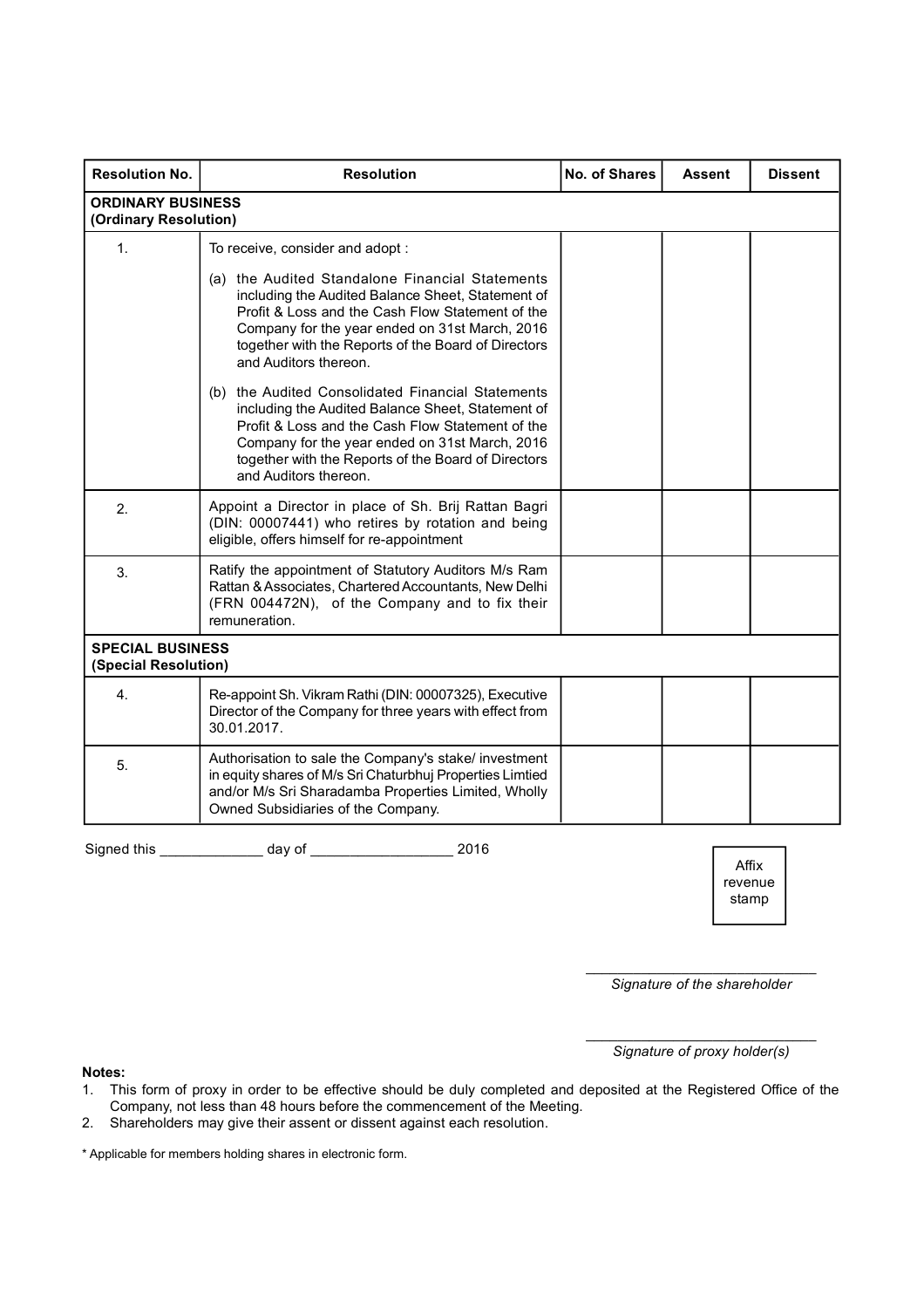| Resolution No. | Resolution | No. of Shares | Assent | Dissent |
|---|---|---|---|---|
| **ORDINARY BUSINESS (Ordinary Resolution)** | | | | |
| 1. | To receive, consider and adopt :<br>(a) the Audited Standalone Financial Statements including the Audited Balance Sheet, Statement of Profit & Loss and the Cash Flow Statement of the Company for the year ended on 31st March, 2016 together with the Reports of the Board of Directors and Auditors thereon.<br>(b) the Audited Consolidated Financial Statements including the Audited Balance Sheet, Statement of Profit & Loss and the Cash Flow Statement of the Company for the year ended on 31st March, 2016 together with the Reports of the Board of Directors and Auditors thereon. | | | |
| 2. | Appoint a Director in place of Sh. Brij Rattan Bagri (DIN: 00007441) who retires by rotation and being eligible, offers himself for re-appointment | | | |
| 3. | Ratify the appointment of Statutory Auditors M/s Ram Rattan & Associates, Chartered Accountants, New Delhi (FRN 004472N), of the Company and to fix their remuneration. | | | |
| **SPECIAL BUSINESS (Special Resolution)** | | | | |
| 4. | Re-appoint Sh. Vikram Rathi (DIN: 00007325), Executive Director of the Company for three years with effect from 30.01.2017. | | | |
| 5. | Authorisation to sale the Company's stake/ investment in equity shares of M/s Sri Chaturbhuj Properties Limtied and/or M/s Sri Sharadamba Properties Limited, Wholly Owned Subsidiaries of the Company. | | | |

Signed this _____________ day of __________________ 2016

Affix revenue stamp

______________________________
*Signature of the shareholder*

______________________________
*Signature of proxy holder(s)*

**Notes:**

1. This form of proxy in order to be effective should be duly completed and deposited at the Registered Office of the Company, not less than 48 hours before the commencement of the Meeting.
2. Shareholders may give their assent or dissent against each resolution.

\* Applicable for members holding shares in electronic form.